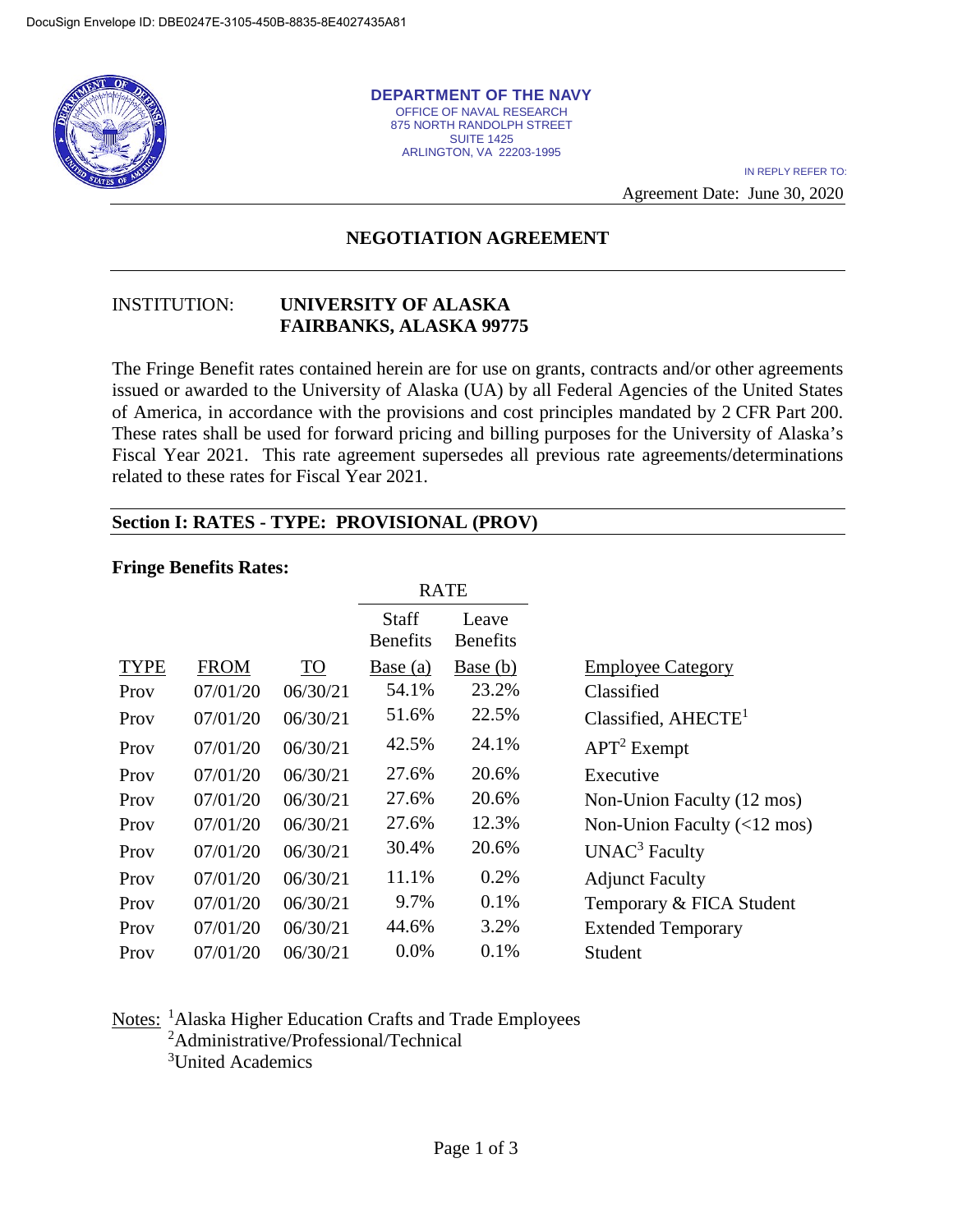DocuSign Envelope ID: DBE0247E-3105-450B-8835-8E4027435A81

**DEPARTMENT OF THE NAVY**
OFFICE OF NAVAL RESEARCH
875 NORTH RANDOLPH STREET
SUITE 1425
ARLINGTON, VA 22203-1995

IN REPLY REFER TO:

Agreement Date: June 30, 2020

## NEGOTIATION AGREEMENT

INSTITUTION: **UNIVERSITY OF ALASKA**
**FAIRBANKS, ALASKA 99775**

The Fringe Benefit rates contained herein are for use on grants, contracts and/or other agreements issued or awarded to the University of Alaska (UA) by all Federal Agencies of the United States of America, in accordance with the provisions and cost principles mandated by 2 CFR Part 200. These rates shall be used for forward pricing and billing purposes for the University of Alaska's Fiscal Year 2021. This rate agreement supersedes all previous rate agreements/determinations related to these rates for Fiscal Year 2021.

### Section I: RATES - TYPE: PROVISIONAL (PROV)

**Fringe Benefits Rates:**

| | | | RATE | | |
|---|---|---|---|---|---|
| | | | Staff Benefits | Leave Benefits | |
| TYPE | FROM | TO | Base (a) | Base (b) | Employee Category |
| Prov | 07/01/20 | 06/30/21 | 54.1% | 23.2% | Classified |
| Prov | 07/01/20 | 06/30/21 | 51.6% | 22.5% | Classified, AHECTE[1] |
| Prov | 07/01/20 | 06/30/21 | 42.5% | 24.1% | APT[2] Exempt |
| Prov | 07/01/20 | 06/30/21 | 27.6% | 20.6% | Executive |
| Prov | 07/01/20 | 06/30/21 | 27.6% | 20.6% | Non-Union Faculty (12 mos) |
| Prov | 07/01/20 | 06/30/21 | 27.6% | 12.3% | Non-Union Faculty (<12 mos) |
| Prov | 07/01/20 | 06/30/21 | 30.4% | 20.6% | UNAC[3] Faculty |
| Prov | 07/01/20 | 06/30/21 | 11.1% | 0.2% | Adjunct Faculty |
| Prov | 07/01/20 | 06/30/21 | 9.7% | 0.1% | Temporary & FICA Student |
| Prov | 07/01/20 | 06/30/21 | 44.6% | 3.2% | Extended Temporary |
| Prov | 07/01/20 | 06/30/21 | 0.0% | 0.1% | Student |

Notes: [1]Alaska Higher Education Crafts and Trade Employees
[2]Administrative/Professional/Technical
[3]United Academics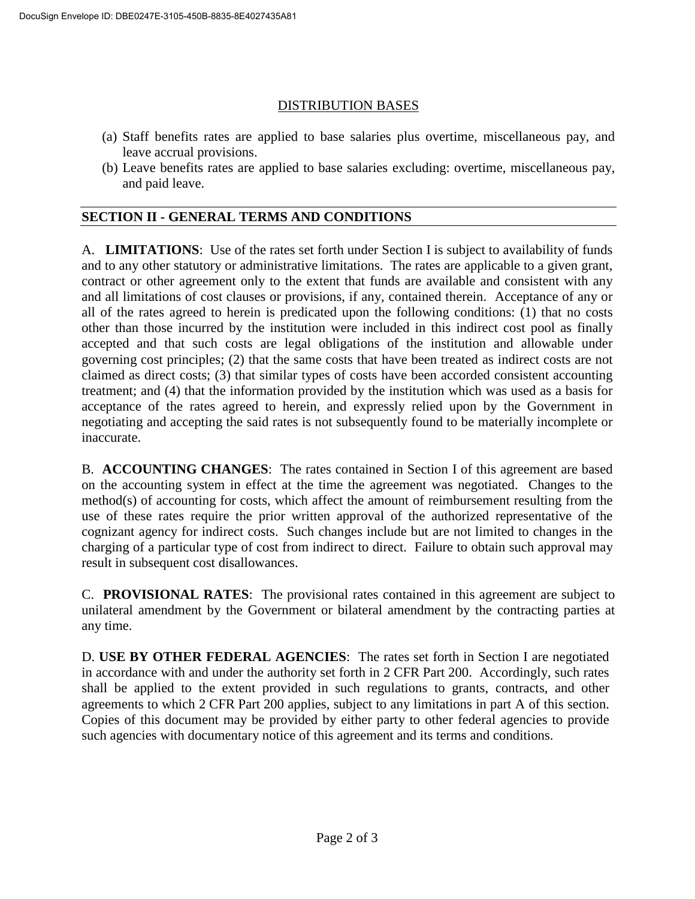## DISTRIBUTION BASES

(a) Staff benefits rates are applied to base salaries plus overtime, miscellaneous pay, and leave accrual provisions.

(b) Leave benefits rates are applied to base salaries excluding: overtime, miscellaneous pay, and paid leave.

## SECTION II - GENERAL TERMS AND CONDITIONS

A. **LIMITATIONS**: Use of the rates set forth under Section I is subject to availability of funds and to any other statutory or administrative limitations. The rates are applicable to a given grant, contract or other agreement only to the extent that funds are available and consistent with any and all limitations of cost clauses or provisions, if any, contained therein. Acceptance of any or all of the rates agreed to herein is predicated upon the following conditions: (1) that no costs other than those incurred by the institution were included in this indirect cost pool as finally accepted and that such costs are legal obligations of the institution and allowable under governing cost principles; (2) that the same costs that have been treated as indirect costs are not claimed as direct costs; (3) that similar types of costs have been accorded consistent accounting treatment; and (4) that the information provided by the institution which was used as a basis for acceptance of the rates agreed to herein, and expressly relied upon by the Government in negotiating and accepting the said rates is not subsequently found to be materially incomplete or inaccurate.

B. **ACCOUNTING CHANGES**: The rates contained in Section I of this agreement are based on the accounting system in effect at the time the agreement was negotiated. Changes to the method(s) of accounting for costs, which affect the amount of reimbursement resulting from the use of these rates require the prior written approval of the authorized representative of the cognizant agency for indirect costs. Such changes include but are not limited to changes in the charging of a particular type of cost from indirect to direct. Failure to obtain such approval may result in subsequent cost disallowances.

C. **PROVISIONAL RATES**: The provisional rates contained in this agreement are subject to unilateral amendment by the Government or bilateral amendment by the contracting parties at any time.

D. **USE BY OTHER FEDERAL AGENCIES**: The rates set forth in Section I are negotiated in accordance with and under the authority set forth in 2 CFR Part 200. Accordingly, such rates shall be applied to the extent provided in such regulations to grants, contracts, and other agreements to which 2 CFR Part 200 applies, subject to any limitations in part A of this section. Copies of this document may be provided by either party to other federal agencies to provide such agencies with documentary notice of this agreement and its terms and conditions.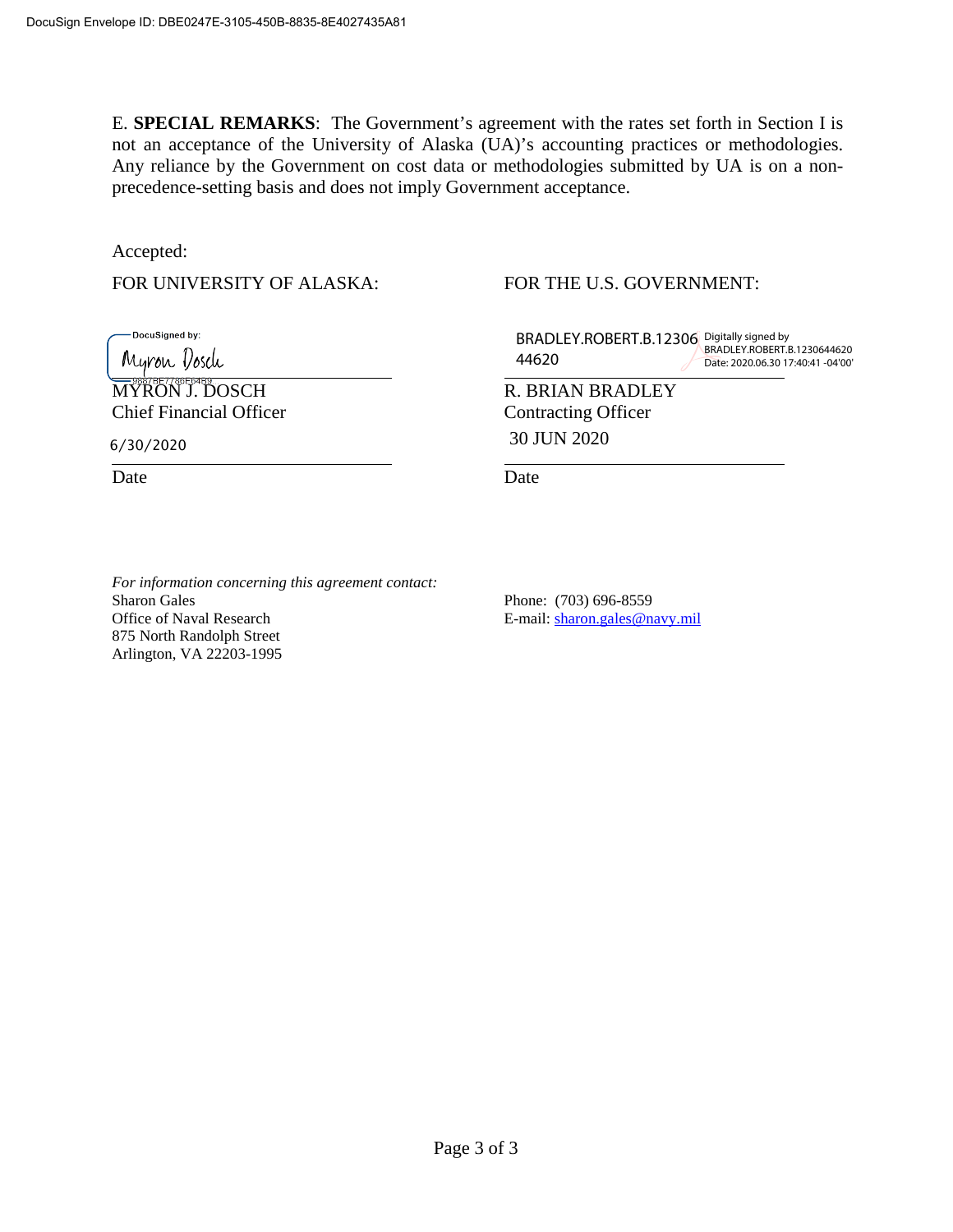DocuSign Envelope ID: DBE0247E-3105-450B-8835-8E4027435A81

E. **SPECIAL REMARKS**: The Government's agreement with the rates set forth in Section I is not an acceptance of the University of Alaska (UA)'s accounting practices or methodologies. Any reliance by the Government on cost data or methodologies submitted by UA is on a non-precedence-setting basis and does not imply Government acceptance.

Accepted:

| | |
|---|---|
| FOR UNIVERSITY OF ALASKA: | FOR THE U.S. GOVERNMENT: |
| DocuSigned by: Myron Dosch 9887BE7786E6489 | BRADLEY.ROBERT.B.1230644620 Digitally signed by BRADLEY.ROBERT.B.1230644620 Date: 2020.06.30 17:40:41 -04'00' |
| MYRON J. DOSCH | R. BRIAN BRADLEY |
| Chief Financial Officer | Contracting Officer |
| 6/30/2020 | 30 JUN 2020 |
| Date | Date |

*For information concerning this agreement contact:*
Sharon Gales
Office of Naval Research
875 North Randolph Street
Arlington, VA 22203-1995

Phone: (703) 696-8559
E-mail: sharon.gales@navy.mil